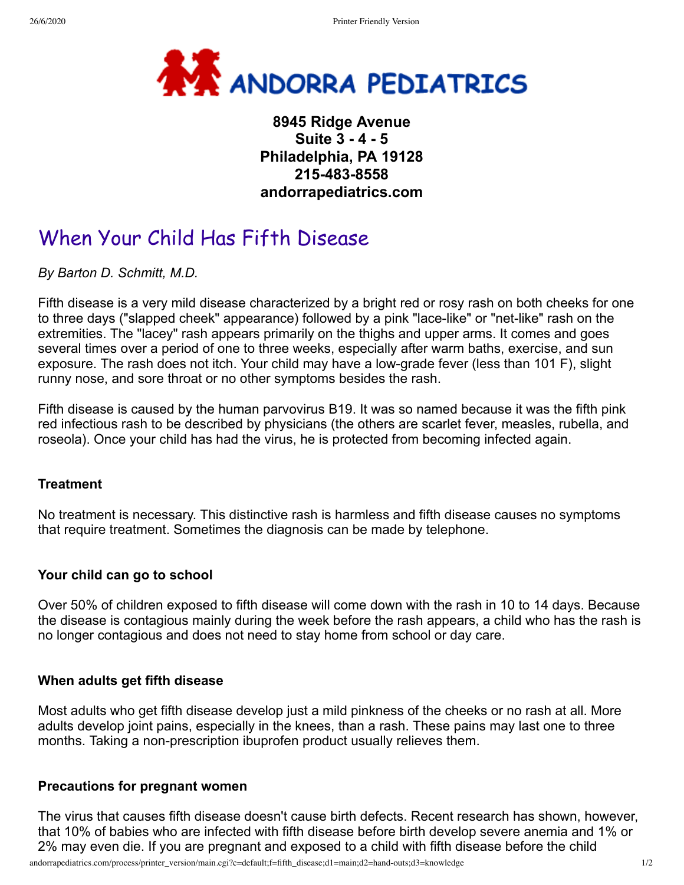# ANDORRA PEDIATRICS

**8945 Ridge Avenue**
**Suite 3 - 4 - 5**
**Philadelphia, PA 19128**
**215-483-8558**
**andorrapediatrics.com**

## When Your Child Has Fifth Disease

*By Barton D. Schmitt, M.D.*

Fifth disease is a very mild disease characterized by a bright red or rosy rash on both cheeks for one to three days ("slapped cheek" appearance) followed by a pink "lace-like" or "net-like" rash on the extremities. The "lacey" rash appears primarily on the thighs and upper arms. It comes and goes several times over a period of one to three weeks, especially after warm baths, exercise, and sun exposure. The rash does not itch. Your child may have a low-grade fever (less than 101 F), slight runny nose, and sore throat or no other symptoms besides the rash.

Fifth disease is caused by the human parvovirus B19. It was so named because it was the fifth pink red infectious rash to be described by physicians (the others are scarlet fever, measles, rubella, and roseola). Once your child has had the virus, he is protected from becoming infected again.

### Treatment

No treatment is necessary. This distinctive rash is harmless and fifth disease causes no symptoms that require treatment. Sometimes the diagnosis can be made by telephone.

### Your child can go to school

Over 50% of children exposed to fifth disease will come down with the rash in 10 to 14 days. Because the disease is contagious mainly during the week before the rash appears, a child who has the rash is no longer contagious and does not need to stay home from school or day care.

### When adults get fifth disease

Most adults who get fifth disease develop just a mild pinkness of the cheeks or no rash at all. More adults develop joint pains, especially in the knees, than a rash. These pains may last one to three months. Taking a non-prescription ibuprofen product usually relieves them.

### Precautions for pregnant women

The virus that causes fifth disease doesn't cause birth defects. Recent research has shown, however, that 10% of babies who are infected with fifth disease before birth develop severe anemia and 1% or 2% may even die. If you are pregnant and exposed to a child with fifth disease before the child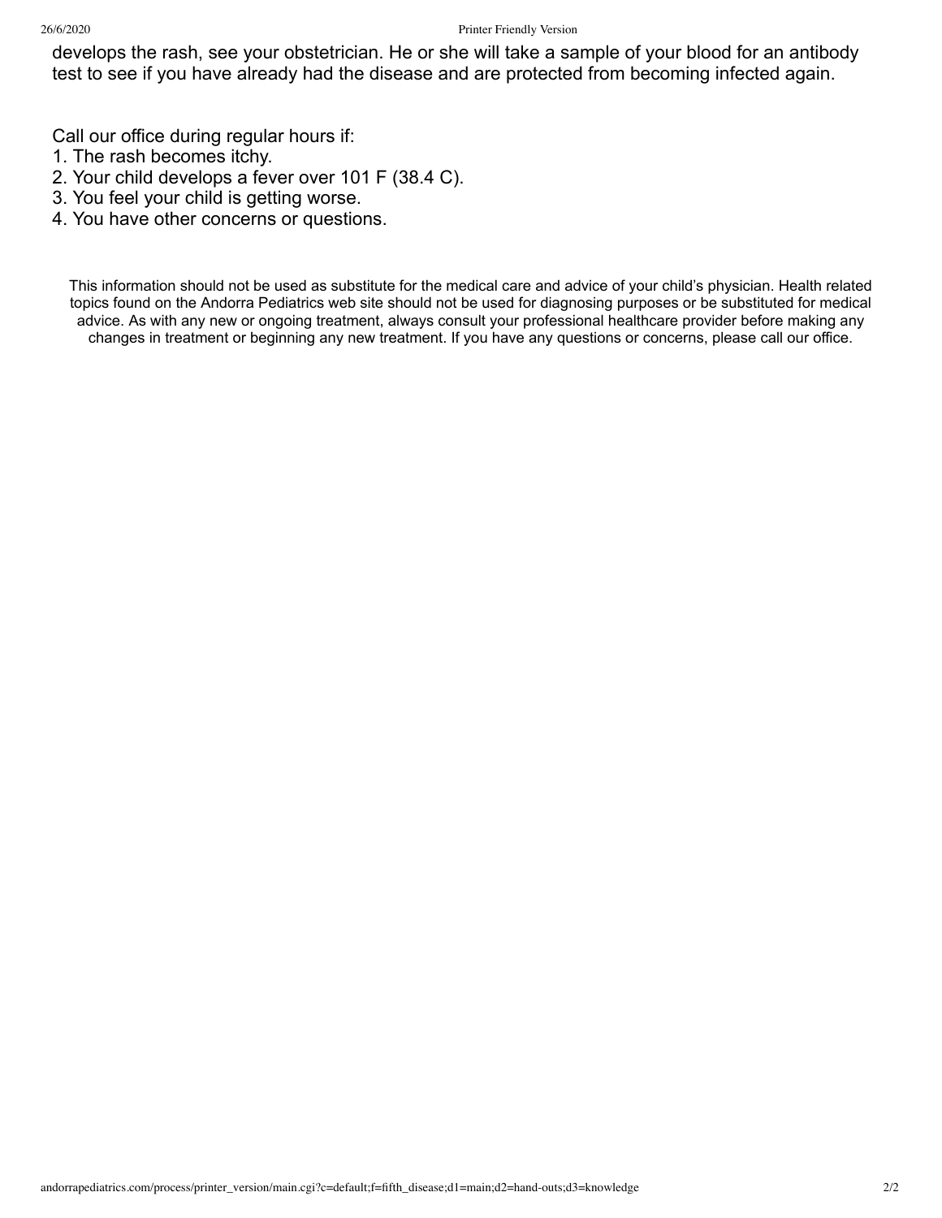develops the rash, see your obstetrician. He or she will take a sample of your blood for an antibody test to see if you have already had the disease and are protected from becoming infected again.

Call our office during regular hours if:
1. The rash becomes itchy.
2. Your child develops a fever over 101 F (38.4 C).
3. You feel your child is getting worse.
4. You have other concerns or questions.

This information should not be used as substitute for the medical care and advice of your child's physician. Health related topics found on the Andorra Pediatrics web site should not be used for diagnosing purposes or be substituted for medical advice. As with any new or ongoing treatment, always consult your professional healthcare provider before making any changes in treatment or beginning any new treatment. If you have any questions or concerns, please call our office.